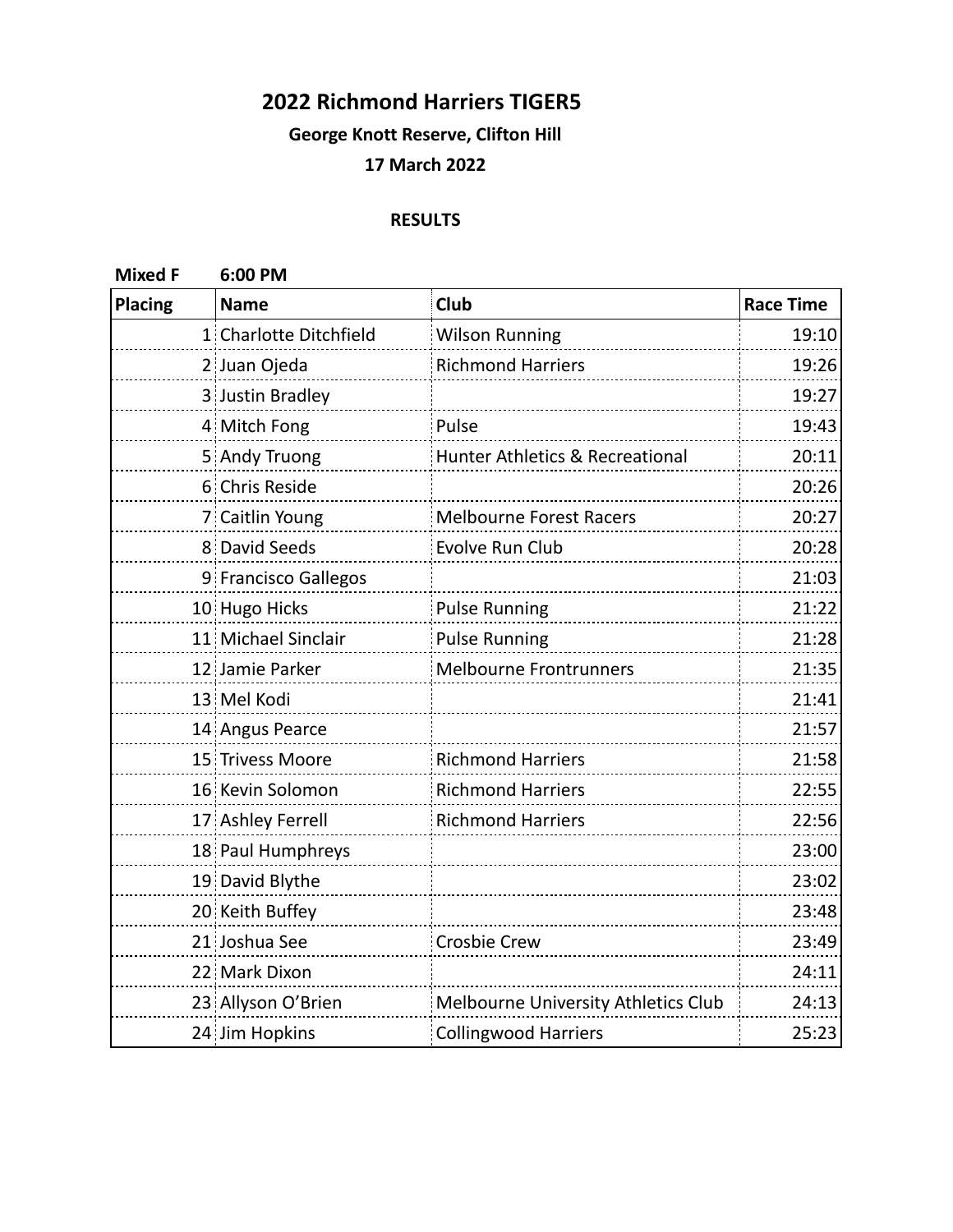# 2022 Richmond Harriers TIGER5

### George Knott Reserve, Clifton Hill

### 17 March 2022

### RESULTS

**Mixed F 6:00 PM**

| Placing | Name | Club | Race Time |
|---|---|---|---|
| 1 | Charlotte Ditchfield | Wilson Running | 19:10 |
| 2 | Juan Ojeda | Richmond Harriers | 19:26 |
| 3 | Justin Bradley | | 19:27 |
| 4 | Mitch Fong | Pulse | 19:43 |
| 5 | Andy Truong | Hunter Athletics & Recreational | 20:11 |
| 6 | Chris Reside | | 20:26 |
| 7 | Caitlin Young | Melbourne Forest Racers | 20:27 |
| 8 | David Seeds | Evolve Run Club | 20:28 |
| 9 | Francisco Gallegos | | 21:03 |
| 10 | Hugo Hicks | Pulse Running | 21:22 |
| 11 | Michael Sinclair | Pulse Running | 21:28 |
| 12 | Jamie Parker | Melbourne Frontrunners | 21:35 |
| 13 | Mel Kodi | | 21:41 |
| 14 | Angus Pearce | | 21:57 |
| 15 | Trivess Moore | Richmond Harriers | 21:58 |
| 16 | Kevin Solomon | Richmond Harriers | 22:55 |
| 17 | Ashley Ferrell | Richmond Harriers | 22:56 |
| 18 | Paul Humphreys | | 23:00 |
| 19 | David Blythe | | 23:02 |
| 20 | Keith Buffey | | 23:48 |
| 21 | Joshua See | Crosbie Crew | 23:49 |
| 22 | Mark Dixon | | 24:11 |
| 23 | Allyson O'Brien | Melbourne University Athletics Club | 24:13 |
| 24 | Jim Hopkins | Collingwood Harriers | 25:23 |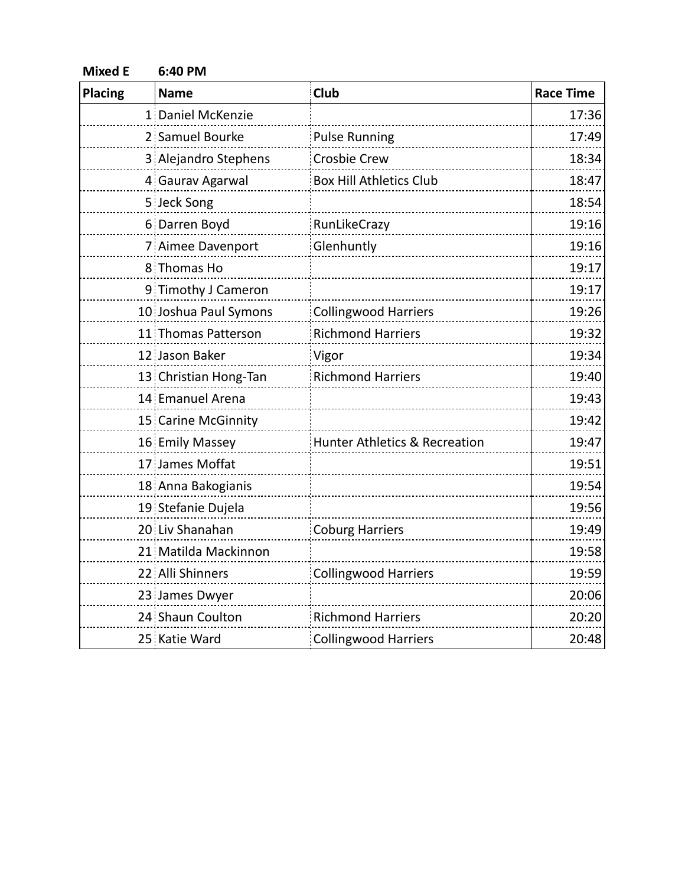**Mixed E** **6:40 PM**

| Placing | Name | Club | Race Time |
|---|---|---|---|
| 1 | Daniel McKenzie | | 17:36 |
| 2 | Samuel Bourke | Pulse Running | 17:49 |
| 3 | Alejandro Stephens | Crosbie Crew | 18:34 |
| 4 | Gaurav Agarwal | Box Hill Athletics Club | 18:47 |
| 5 | Jeck Song | | 18:54 |
| 6 | Darren Boyd | RunLikeCrazy | 19:16 |
| 7 | Aimee Davenport | Glenhuntly | 19:16 |
| 8 | Thomas Ho | | 19:17 |
| 9 | Timothy J Cameron | | 19:17 |
| 10 | Joshua Paul Symons | Collingwood Harriers | 19:26 |
| 11 | Thomas Patterson | Richmond Harriers | 19:32 |
| 12 | Jason Baker | Vigor | 19:34 |
| 13 | Christian Hong-Tan | Richmond Harriers | 19:40 |
| 14 | Emanuel Arena | | 19:43 |
| 15 | Carine McGinnity | | 19:42 |
| 16 | Emily Massey | Hunter Athletics & Recreation | 19:47 |
| 17 | James Moffat | | 19:51 |
| 18 | Anna Bakogianis | | 19:54 |
| 19 | Stefanie Dujela | | 19:56 |
| 20 | Liv Shanahan | Coburg Harriers | 19:49 |
| 21 | Matilda Mackinnon | | 19:58 |
| 22 | Alli Shinners | Collingwood Harriers | 19:59 |
| 23 | James Dwyer | | 20:06 |
| 24 | Shaun Coulton | Richmond Harriers | 20:20 |
| 25 | Katie Ward | Collingwood Harriers | 20:48 |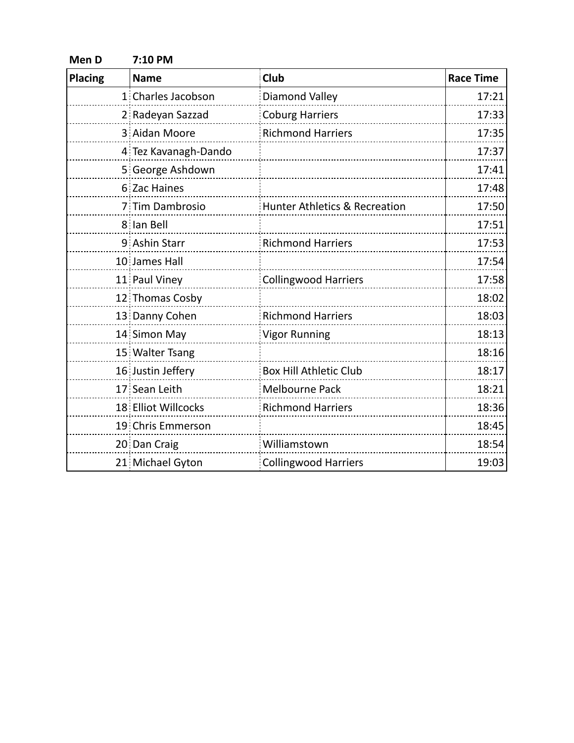**Men D** **7:10 PM**

| Placing | Name | Club | Race Time |
|---|---|---|---|
| 1 | Charles Jacobson | Diamond Valley | 17:21 |
| 2 | Radeyan Sazzad | Coburg Harriers | 17:33 |
| 3 | Aidan Moore | Richmond Harriers | 17:35 |
| 4 | Tez Kavanagh-Dando | | 17:37 |
| 5 | George Ashdown | | 17:41 |
| 6 | Zac Haines | | 17:48 |
| 7 | Tim Dambrosio | Hunter Athletics & Recreation | 17:50 |
| 8 | Ian Bell | | 17:51 |
| 9 | Ashin Starr | Richmond Harriers | 17:53 |
| 10 | James Hall | | 17:54 |
| 11 | Paul Viney | Collingwood Harriers | 17:58 |
| 12 | Thomas Cosby | | 18:02 |
| 13 | Danny Cohen | Richmond Harriers | 18:03 |
| 14 | Simon May | Vigor Running | 18:13 |
| 15 | Walter Tsang | | 18:16 |
| 16 | Justin Jeffery | Box Hill Athletic Club | 18:17 |
| 17 | Sean Leith | Melbourne Pack | 18:21 |
| 18 | Elliot Willcocks | Richmond Harriers | 18:36 |
| 19 | Chris Emmerson | | 18:45 |
| 20 | Dan Craig | Williamstown | 18:54 |
| 21 | Michael Gyton | Collingwood Harriers | 19:03 |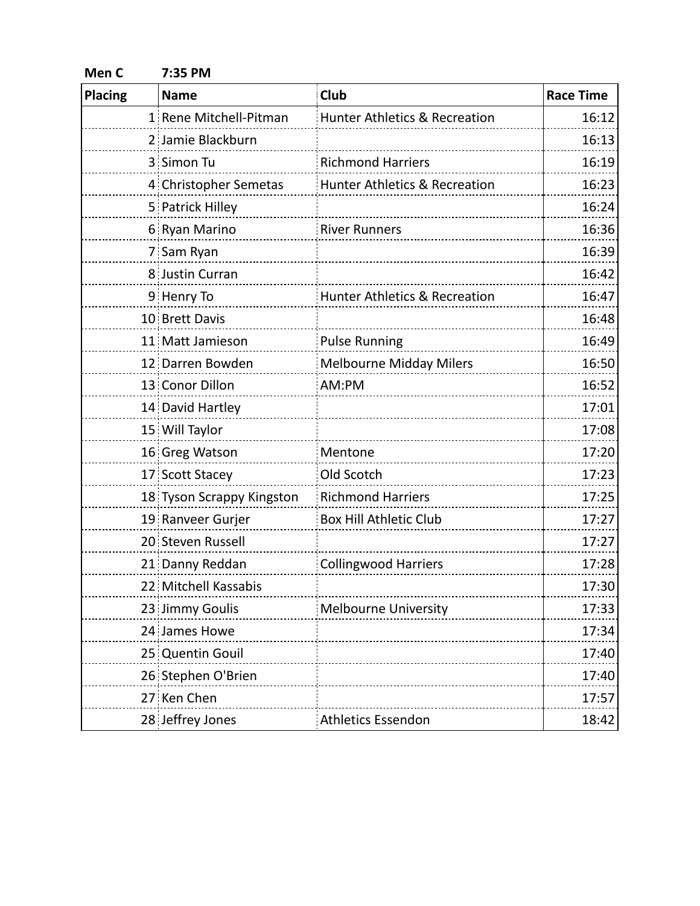**Men C** **7:35 PM**

| Placing | Name | Club | Race Time |
|---|---|---|---|
| 1 | Rene Mitchell-Pitman | Hunter Athletics & Recreation | 16:12 |
| 2 | Jamie Blackburn | | 16:13 |
| 3 | Simon Tu | Richmond Harriers | 16:19 |
| 4 | Christopher Semetas | Hunter Athletics & Recreation | 16:23 |
| 5 | Patrick Hilley | | 16:24 |
| 6 | Ryan Marino | River Runners | 16:36 |
| 7 | Sam Ryan | | 16:39 |
| 8 | Justin Curran | | 16:42 |
| 9 | Henry To | Hunter Athletics & Recreation | 16:47 |
| 10 | Brett Davis | | 16:48 |
| 11 | Matt Jamieson | Pulse Running | 16:49 |
| 12 | Darren Bowden | Melbourne Midday Milers | 16:50 |
| 13 | Conor Dillon | AM:PM | 16:52 |
| 14 | David Hartley | | 17:01 |
| 15 | Will Taylor | | 17:08 |
| 16 | Greg Watson | Mentone | 17:20 |
| 17 | Scott Stacey | Old Scotch | 17:23 |
| 18 | Tyson Scrappy Kingston | Richmond Harriers | 17:25 |
| 19 | Ranveer Gurjer | Box Hill Athletic Club | 17:27 |
| 20 | Steven Russell | | 17:27 |
| 21 | Danny Reddan | Collingwood Harriers | 17:28 |
| 22 | Mitchell Kassabis | | 17:30 |
| 23 | Jimmy Goulis | Melbourne University | 17:33 |
| 24 | James Howe | | 17:34 |
| 25 | Quentin Gouil | | 17:40 |
| 26 | Stephen O'Brien | | 17:40 |
| 27 | Ken Chen | | 17:57 |
| 28 | Jeffrey Jones | Athletics Essendon | 18:42 |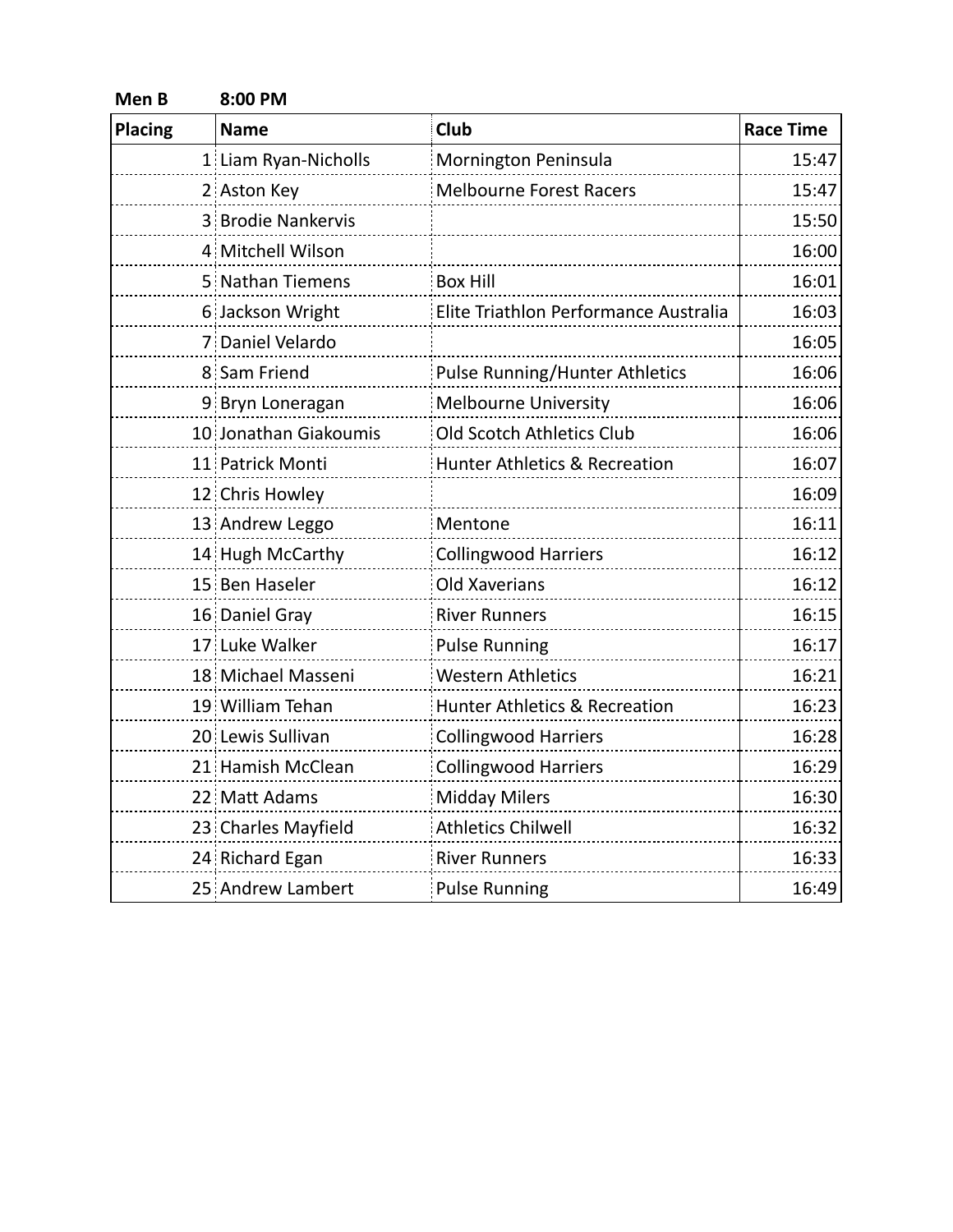**Men B** **8:00 PM**

| Placing | Name | Club | Race Time |
|---|---|---|---|
| 1 | Liam Ryan-Nicholls | Mornington Peninsula | 15:47 |
| 2 | Aston Key | Melbourne Forest Racers | 15:47 |
| 3 | Brodie Nankervis | | 15:50 |
| 4 | Mitchell Wilson | | 16:00 |
| 5 | Nathan Tiemens | Box Hill | 16:01 |
| 6 | Jackson Wright | Elite Triathlon Performance Australia | 16:03 |
| 7 | Daniel Velardo | | 16:05 |
| 8 | Sam Friend | Pulse Running/Hunter Athletics | 16:06 |
| 9 | Bryn Loneragan | Melbourne University | 16:06 |
| 10 | Jonathan Giakoumis | Old Scotch Athletics Club | 16:06 |
| 11 | Patrick Monti | Hunter Athletics & Recreation | 16:07 |
| 12 | Chris Howley | | 16:09 |
| 13 | Andrew Leggo | Mentone | 16:11 |
| 14 | Hugh McCarthy | Collingwood Harriers | 16:12 |
| 15 | Ben Haseler | Old Xaverians | 16:12 |
| 16 | Daniel Gray | River Runners | 16:15 |
| 17 | Luke Walker | Pulse Running | 16:17 |
| 18 | Michael Masseni | Western Athletics | 16:21 |
| 19 | William Tehan | Hunter Athletics & Recreation | 16:23 |
| 20 | Lewis Sullivan | Collingwood Harriers | 16:28 |
| 21 | Hamish McClean | Collingwood Harriers | 16:29 |
| 22 | Matt Adams | Midday Milers | 16:30 |
| 23 | Charles Mayfield | Athletics Chilwell | 16:32 |
| 24 | Richard Egan | River Runners | 16:33 |
| 25 | Andrew Lambert | Pulse Running | 16:49 |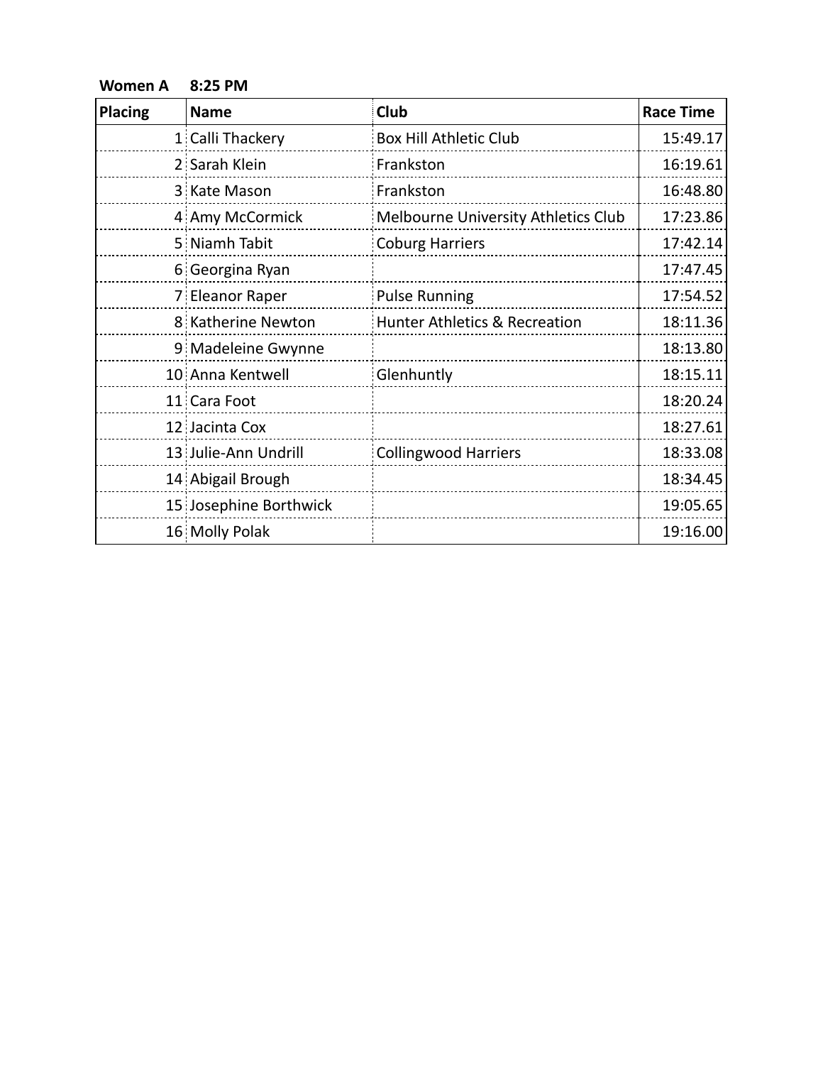**Women A 8:25 PM**

| Placing | Name | Club | Race Time |
|---|---|---|---|
| 1 | Calli Thackery | Box Hill Athletic Club | 15:49.17 |
| 2 | Sarah Klein | Frankston | 16:19.61 |
| 3 | Kate Mason | Frankston | 16:48.80 |
| 4 | Amy McCormick | Melbourne University Athletics Club | 17:23.86 |
| 5 | Niamh Tabit | Coburg Harriers | 17:42.14 |
| 6 | Georgina Ryan | | 17:47.45 |
| 7 | Eleanor Raper | Pulse Running | 17:54.52 |
| 8 | Katherine Newton | Hunter Athletics & Recreation | 18:11.36 |
| 9 | Madeleine Gwynne | | 18:13.80 |
| 10 | Anna Kentwell | Glenhuntly | 18:15.11 |
| 11 | Cara Foot | | 18:20.24 |
| 12 | Jacinta Cox | | 18:27.61 |
| 13 | Julie-Ann Undrill | Collingwood Harriers | 18:33.08 |
| 14 | Abigail Brough | | 18:34.45 |
| 15 | Josephine Borthwick | | 19:05.65 |
| 16 | Molly Polak | | 19:16.00 |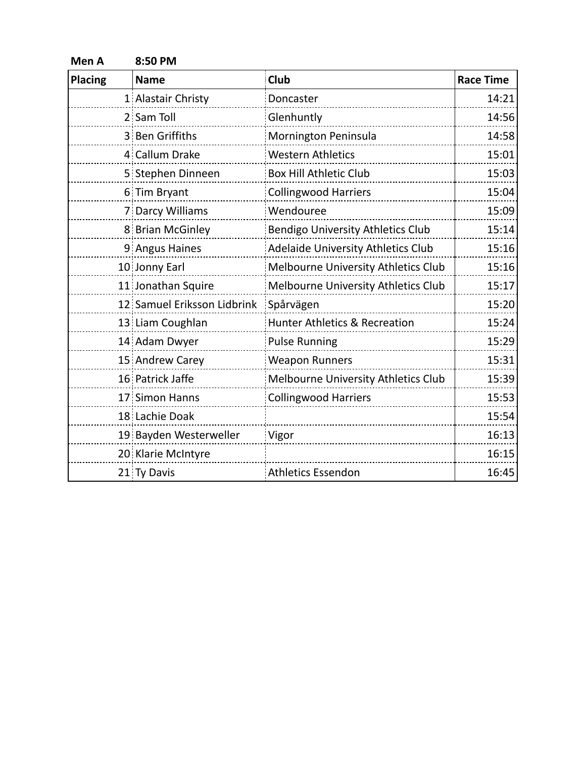**Men A** **8:50 PM**

| Placing | Name | Club | Race Time |
|---|---|---|---|
| 1 | Alastair Christy | Doncaster | 14:21 |
| 2 | Sam Toll | Glenhuntly | 14:56 |
| 3 | Ben Griffiths | Mornington Peninsula | 14:58 |
| 4 | Callum Drake | Western Athletics | 15:01 |
| 5 | Stephen Dinneen | Box Hill Athletic Club | 15:03 |
| 6 | Tim Bryant | Collingwood Harriers | 15:04 |
| 7 | Darcy Williams | Wendouree | 15:09 |
| 8 | Brian McGinley | Bendigo University Athletics Club | 15:14 |
| 9 | Angus Haines | Adelaide University Athletics Club | 15:16 |
| 10 | Jonny Earl | Melbourne University Athletics Club | 15:16 |
| 11 | Jonathan Squire | Melbourne University Athletics Club | 15:17 |
| 12 | Samuel Eriksson Lidbrink | Spårvägen | 15:20 |
| 13 | Liam Coughlan | Hunter Athletics & Recreation | 15:24 |
| 14 | Adam Dwyer | Pulse Running | 15:29 |
| 15 | Andrew Carey | Weapon Runners | 15:31 |
| 16 | Patrick Jaffe | Melbourne University Athletics Club | 15:39 |
| 17 | Simon Hanns | Collingwood Harriers | 15:53 |
| 18 | Lachie Doak | | 15:54 |
| 19 | Bayden Westerweller | Vigor | 16:13 |
| 20 | Klarie McIntyre | | 16:15 |
| 21 | Ty Davis | Athletics Essendon | 16:45 |